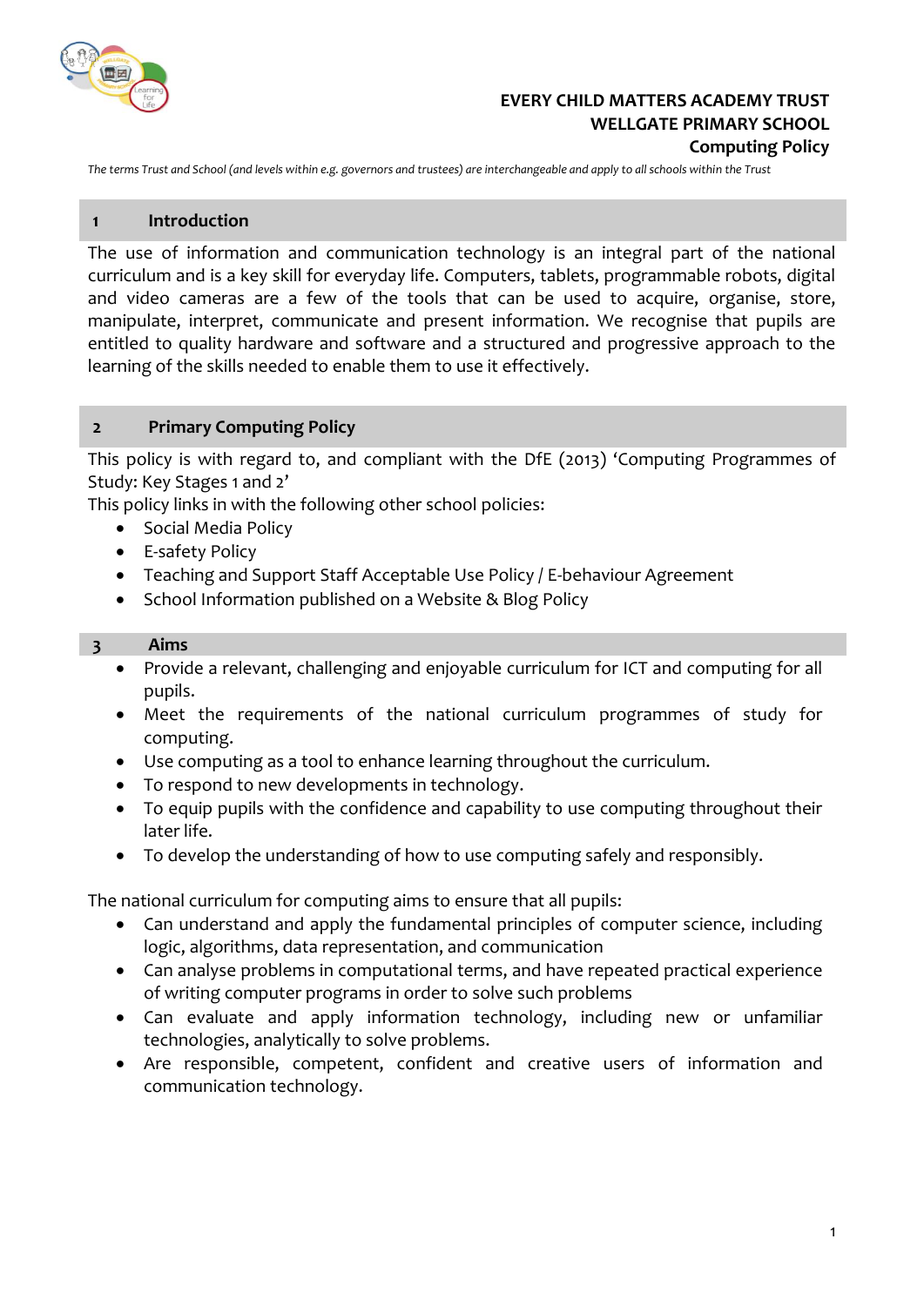**EVERY CHILD MATTERS ACADEMY TRUST**
**WELLGATE PRIMARY SCHOOL**
**Computing Policy**

*The terms Trust and School (and levels within e.g. governors and trustees) are interchangeable and apply to all schools within the Trust*

## 1 Introduction

The use of information and communication technology is an integral part of the national curriculum and is a key skill for everyday life. Computers, tablets, programmable robots, digital and video cameras are a few of the tools that can be used to acquire, organise, store, manipulate, interpret, communicate and present information. We recognise that pupils are entitled to quality hardware and software and a structured and progressive approach to the learning of the skills needed to enable them to use it effectively.

## 2 Primary Computing Policy

This policy is with regard to, and compliant with the DfE (2013) 'Computing Programmes of Study: Key Stages 1 and 2'
This policy links in with the following other school policies:

- Social Media Policy
- E-safety Policy
- Teaching and Support Staff Acceptable Use Policy / E-behaviour Agreement
- School Information published on a Website & Blog Policy

## 3 Aims

- Provide a relevant, challenging and enjoyable curriculum for ICT and computing for all pupils.
- Meet the requirements of the national curriculum programmes of study for computing.
- Use computing as a tool to enhance learning throughout the curriculum.
- To respond to new developments in technology.
- To equip pupils with the confidence and capability to use computing throughout their later life.
- To develop the understanding of how to use computing safely and responsibly.

The national curriculum for computing aims to ensure that all pupils:

- Can understand and apply the fundamental principles of computer science, including logic, algorithms, data representation, and communication
- Can analyse problems in computational terms, and have repeated practical experience of writing computer programs in order to solve such problems
- Can evaluate and apply information technology, including new or unfamiliar technologies, analytically to solve problems.
- Are responsible, competent, confident and creative users of information and communication technology.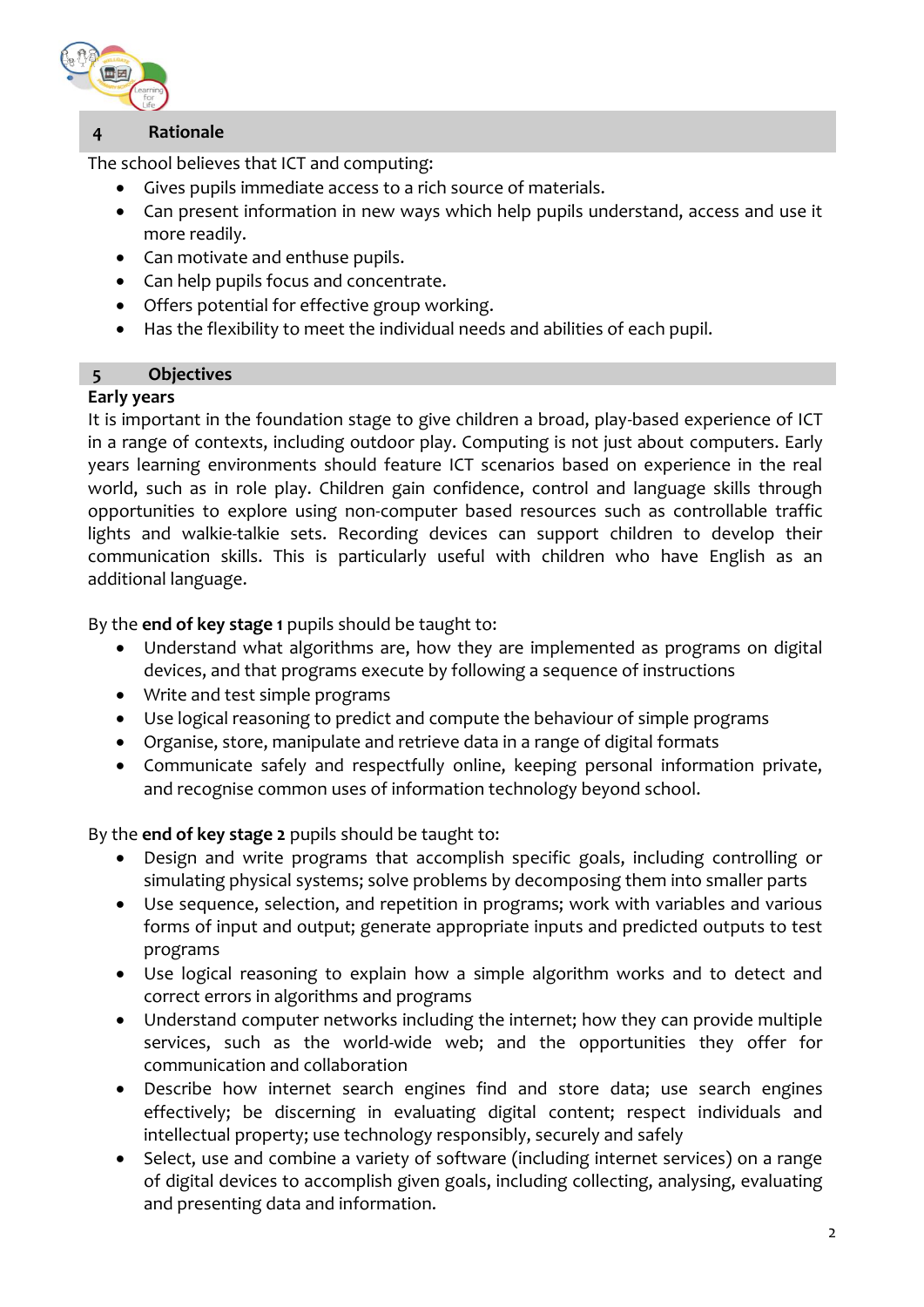## 4 Rationale

The school believes that ICT and computing:

- Gives pupils immediate access to a rich source of materials.
- Can present information in new ways which help pupils understand, access and use it more readily.
- Can motivate and enthuse pupils.
- Can help pupils focus and concentrate.
- Offers potential for effective group working.
- Has the flexibility to meet the individual needs and abilities of each pupil.

## 5 Objectives

**Early years**

It is important in the foundation stage to give children a broad, play-based experience of ICT in a range of contexts, including outdoor play. Computing is not just about computers. Early years learning environments should feature ICT scenarios based on experience in the real world, such as in role play. Children gain confidence, control and language skills through opportunities to explore using non-computer based resources such as controllable traffic lights and walkie-talkie sets. Recording devices can support children to develop their communication skills. This is particularly useful with children who have English as an additional language.

By the **end of key stage 1** pupils should be taught to:

- Understand what algorithms are, how they are implemented as programs on digital devices, and that programs execute by following a sequence of instructions
- Write and test simple programs
- Use logical reasoning to predict and compute the behaviour of simple programs
- Organise, store, manipulate and retrieve data in a range of digital formats
- Communicate safely and respectfully online, keeping personal information private, and recognise common uses of information technology beyond school.

By the **end of key stage 2** pupils should be taught to:

- Design and write programs that accomplish specific goals, including controlling or simulating physical systems; solve problems by decomposing them into smaller parts
- Use sequence, selection, and repetition in programs; work with variables and various forms of input and output; generate appropriate inputs and predicted outputs to test programs
- Use logical reasoning to explain how a simple algorithm works and to detect and correct errors in algorithms and programs
- Understand computer networks including the internet; how they can provide multiple services, such as the world-wide web; and the opportunities they offer for communication and collaboration
- Describe how internet search engines find and store data; use search engines effectively; be discerning in evaluating digital content; respect individuals and intellectual property; use technology responsibly, securely and safely
- Select, use and combine a variety of software (including internet services) on a range of digital devices to accomplish given goals, including collecting, analysing, evaluating and presenting data and information.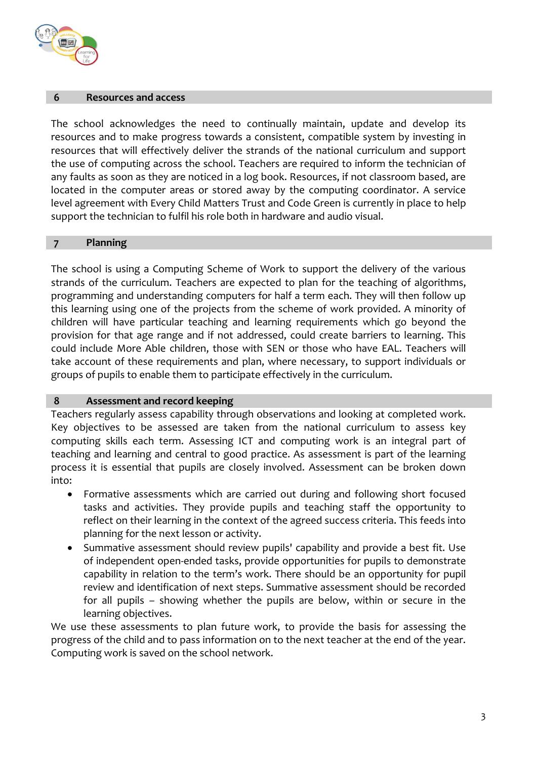## 6 Resources and access

The school acknowledges the need to continually maintain, update and develop its resources and to make progress towards a consistent, compatible system by investing in resources that will effectively deliver the strands of the national curriculum and support the use of computing across the school. Teachers are required to inform the technician of any faults as soon as they are noticed in a log book. Resources, if not classroom based, are located in the computer areas or stored away by the computing coordinator. A service level agreement with Every Child Matters Trust and Code Green is currently in place to help support the technician to fulfil his role both in hardware and audio visual.

## 7 Planning

The school is using a Computing Scheme of Work to support the delivery of the various strands of the curriculum. Teachers are expected to plan for the teaching of algorithms, programming and understanding computers for half a term each. They will then follow up this learning using one of the projects from the scheme of work provided. A minority of children will have particular teaching and learning requirements which go beyond the provision for that age range and if not addressed, could create barriers to learning. This could include More Able children, those with SEN or those who have EAL. Teachers will take account of these requirements and plan, where necessary, to support individuals or groups of pupils to enable them to participate effectively in the curriculum.

## 8 Assessment and record keeping

Teachers regularly assess capability through observations and looking at completed work. Key objectives to be assessed are taken from the national curriculum to assess key computing skills each term. Assessing ICT and computing work is an integral part of teaching and learning and central to good practice. As assessment is part of the learning process it is essential that pupils are closely involved. Assessment can be broken down into:

- Formative assessments which are carried out during and following short focused tasks and activities. They provide pupils and teaching staff the opportunity to reflect on their learning in the context of the agreed success criteria. This feeds into planning for the next lesson or activity.
- Summative assessment should review pupils' capability and provide a best fit. Use of independent open-ended tasks, provide opportunities for pupils to demonstrate capability in relation to the term's work. There should be an opportunity for pupil review and identification of next steps. Summative assessment should be recorded for all pupils – showing whether the pupils are below, within or secure in the learning objectives.

We use these assessments to plan future work, to provide the basis for assessing the progress of the child and to pass information on to the next teacher at the end of the year. Computing work is saved on the school network.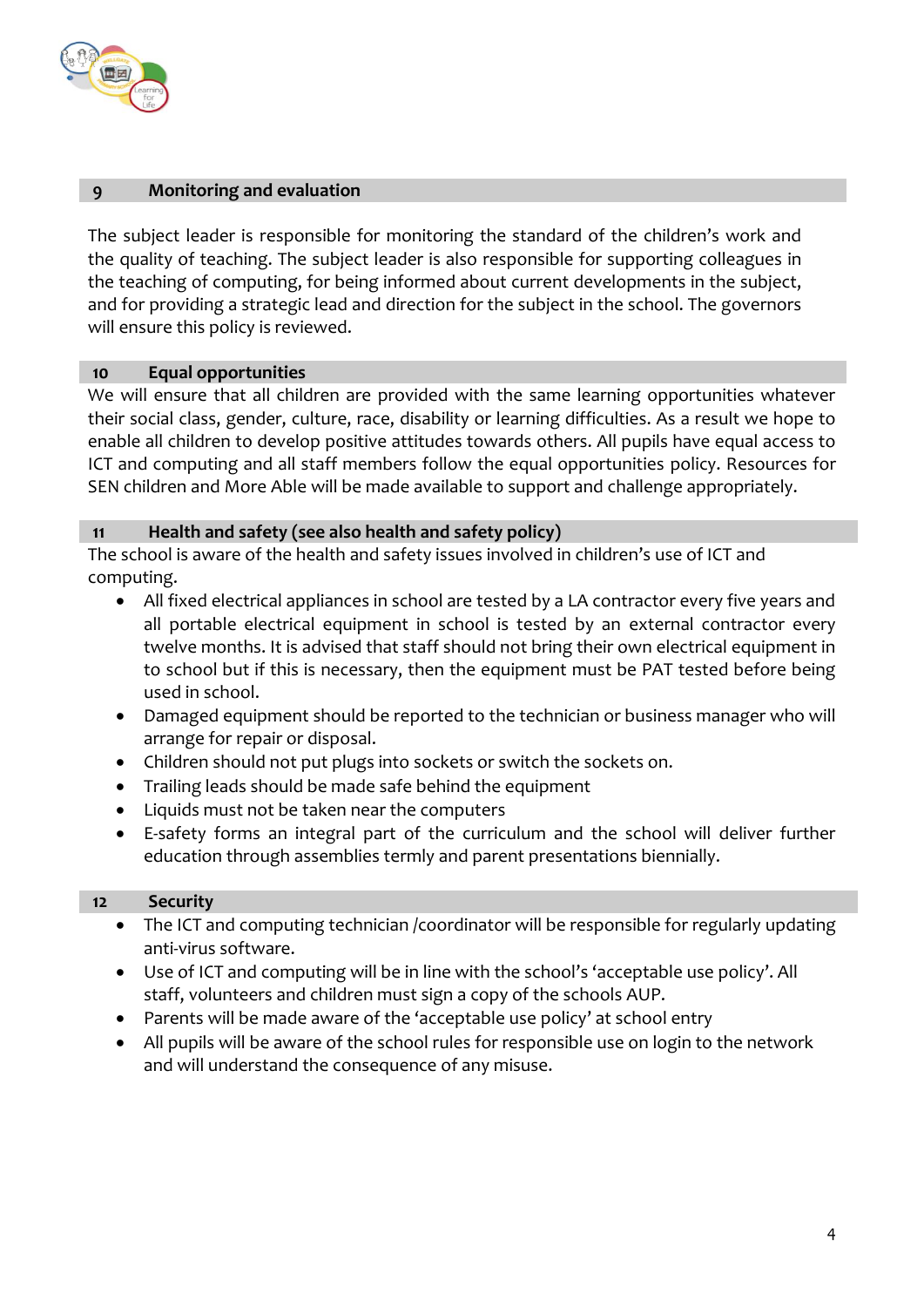## 9 Monitoring and evaluation

The subject leader is responsible for monitoring the standard of the children's work and the quality of teaching. The subject leader is also responsible for supporting colleagues in the teaching of computing, for being informed about current developments in the subject, and for providing a strategic lead and direction for the subject in the school. The governors will ensure this policy is reviewed.

## 10 Equal opportunities

We will ensure that all children are provided with the same learning opportunities whatever their social class, gender, culture, race, disability or learning difficulties. As a result we hope to enable all children to develop positive attitudes towards others. All pupils have equal access to ICT and computing and all staff members follow the equal opportunities policy. Resources for SEN children and More Able will be made available to support and challenge appropriately.

## 11 Health and safety (see also health and safety policy)

The school is aware of the health and safety issues involved in children's use of ICT and computing.

- All fixed electrical appliances in school are tested by a LA contractor every five years and all portable electrical equipment in school is tested by an external contractor every twelve months. It is advised that staff should not bring their own electrical equipment in to school but if this is necessary, then the equipment must be PAT tested before being used in school.
- Damaged equipment should be reported to the technician or business manager who will arrange for repair or disposal.
- Children should not put plugs into sockets or switch the sockets on.
- Trailing leads should be made safe behind the equipment
- Liquids must not be taken near the computers
- E-safety forms an integral part of the curriculum and the school will deliver further education through assemblies termly and parent presentations biennially.

## 12 Security

- The ICT and computing technician /coordinator will be responsible for regularly updating anti-virus software.
- Use of ICT and computing will be in line with the school's 'acceptable use policy'. All staff, volunteers and children must sign a copy of the schools AUP.
- Parents will be made aware of the 'acceptable use policy' at school entry
- All pupils will be aware of the school rules for responsible use on login to the network and will understand the consequence of any misuse.